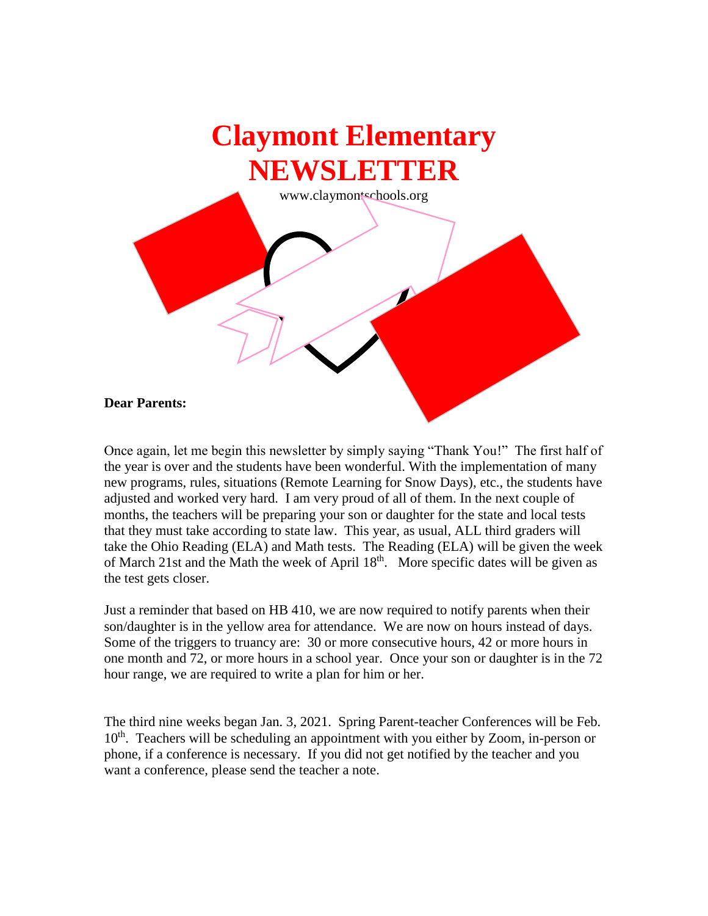# Claymont Elementary NEWSLETTER

www.claymontschools.org

**Dear Parents:**

Once again, let me begin this newsletter by simply saying "Thank You!" The first half of the year is over and the students have been wonderful. With the implementation of many new programs, rules, situations (Remote Learning for Snow Days), etc., the students have adjusted and worked very hard. I am very proud of all of them. In the next couple of months, the teachers will be preparing your son or daughter for the state and local tests that they must take according to state law. This year, as usual, ALL third graders will take the Ohio Reading (ELA) and Math tests. The Reading (ELA) will be given the week of March 21st and the Math the week of April 18th. More specific dates will be given as the test gets closer.

Just a reminder that based on HB 410, we are now required to notify parents when their son/daughter is in the yellow area for attendance. We are now on hours instead of days. Some of the triggers to truancy are: 30 or more consecutive hours, 42 or more hours in one month and 72, or more hours in a school year. Once your son or daughter is in the 72 hour range, we are required to write a plan for him or her.

The third nine weeks began Jan. 3, 2021. Spring Parent-teacher Conferences will be Feb. 10th. Teachers will be scheduling an appointment with you either by Zoom, in-person or phone, if a conference is necessary. If you did not get notified by the teacher and you want a conference, please send the teacher a note.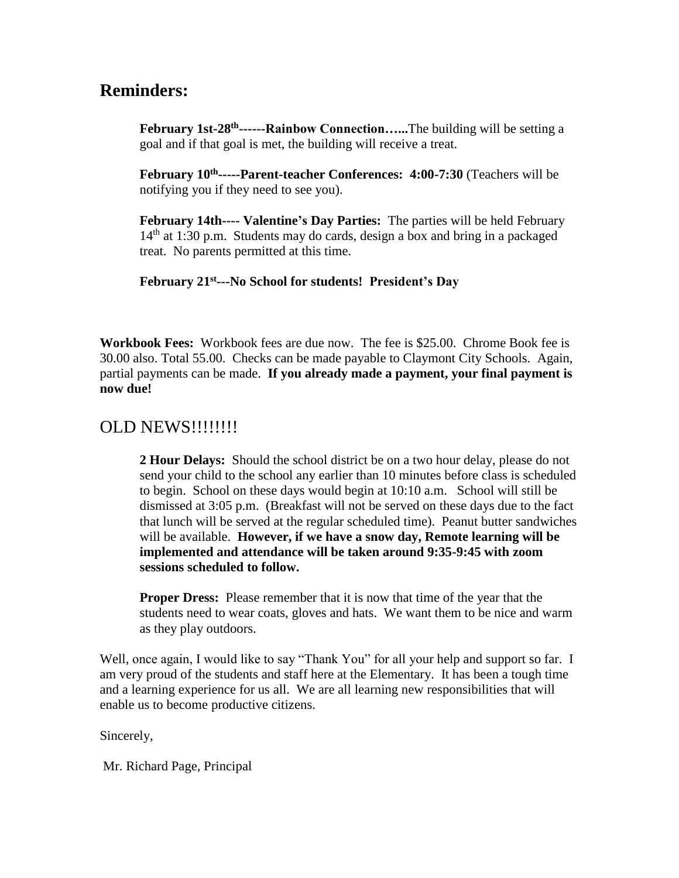## Reminders:

**February 1st-28th------Rainbow Connection…...**The building will be setting a goal and if that goal is met, the building will receive a treat.

**February 10th-----Parent-teacher Conferences: 4:00-7:30** (Teachers will be notifying you if they need to see you).

**February 14th---- Valentine's Day Parties:** The parties will be held February 14th at 1:30 p.m. Students may do cards, design a box and bring in a packaged treat. No parents permitted at this time.

**February 21st---No School for students! President's Day**

**Workbook Fees:** Workbook fees are due now. The fee is $25.00. Chrome Book fee is 30.00 also. Total 55.00. Checks can be made payable to Claymont City Schools. Again, partial payments can be made. **If you already made a payment, your final payment is now due!**

## OLD NEWS!!!!!!!!

**2 Hour Delays:** Should the school district be on a two hour delay, please do not send your child to the school any earlier than 10 minutes before class is scheduled to begin. School on these days would begin at 10:10 a.m. School will still be dismissed at 3:05 p.m. (Breakfast will not be served on these days due to the fact that lunch will be served at the regular scheduled time). Peanut butter sandwiches will be available. **However, if we have a snow day, Remote learning will be implemented and attendance will be taken around 9:35-9:45 with zoom sessions scheduled to follow.**

**Proper Dress:** Please remember that it is now that time of the year that the students need to wear coats, gloves and hats. We want them to be nice and warm as they play outdoors.

Well, once again, I would like to say "Thank You" for all your help and support so far. I am very proud of the students and staff here at the Elementary. It has been a tough time and a learning experience for us all. We are all learning new responsibilities that will enable us to become productive citizens.

Sincerely,

Mr. Richard Page, Principal